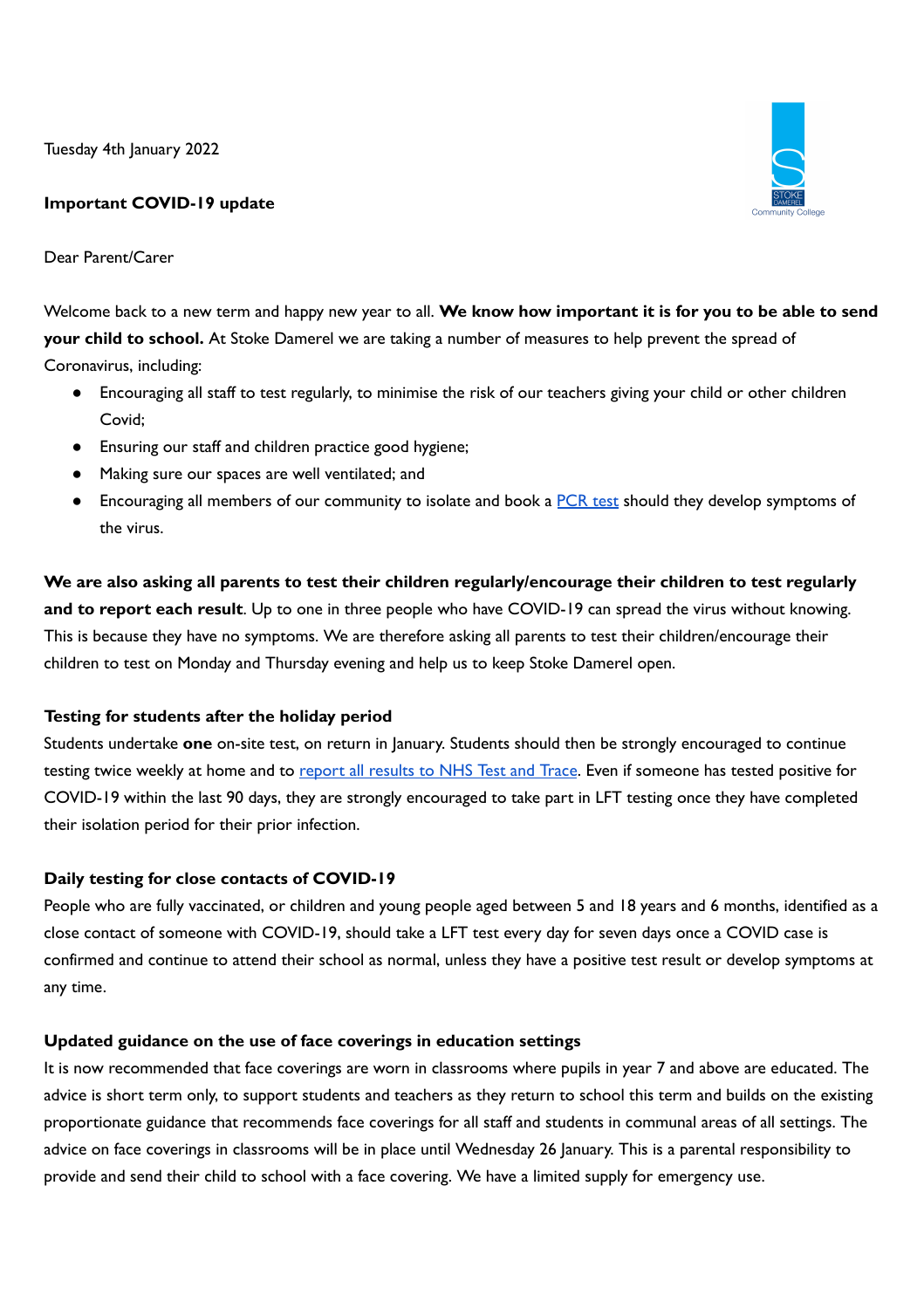Tuesday 4th January 2022

**Important COVID-19 update**

Dear Parent/Carer

Welcome back to a new term and happy new year to all. **We know how important it is for you to be able to send your child to school.** At Stoke Damerel we are taking a number of measures to help prevent the spread of Coronavirus, including:

- Encouraging all staff to test regularly, to minimise the risk of our teachers giving your child or other children Covid;
- Ensuring our staff and children practice good hygiene;
- Making sure our spaces are well ventilated; and
- Encouraging all members of our community to isolate and book a [PCR test] should they develop symptoms of the virus.

**We are also asking all parents to test their children regularly/encourage their children to test regularly and to report each result**. Up to one in three people who have COVID-19 can spread the virus without knowing. This is because they have no symptoms. We are therefore asking all parents to test their children/encourage their children to test on Monday and Thursday evening and help us to keep Stoke Damerel open.

**Testing for students after the holiday period**

Students undertake **one** on-site test, on return in January. Students should then be strongly encouraged to continue testing twice weekly at home and to [report all results to NHS Test and Trace]. Even if someone has tested positive for COVID-19 within the last 90 days, they are strongly encouraged to take part in LFT testing once they have completed their isolation period for their prior infection.

**Daily testing for close contacts of COVID-19**

People who are fully vaccinated, or children and young people aged between 5 and 18 years and 6 months, identified as a close contact of someone with COVID-19, should take a LFT test every day for seven days once a COVID case is confirmed and continue to attend their school as normal, unless they have a positive test result or develop symptoms at any time.

**Updated guidance on the use of face coverings in education settings**

It is now recommended that face coverings are worn in classrooms where pupils in year 7 and above are educated. The advice is short term only, to support students and teachers as they return to school this term and builds on the existing proportionate guidance that recommends face coverings for all staff and students in communal areas of all settings. The advice on face coverings in classrooms will be in place until Wednesday 26 January. This is a parental responsibility to provide and send their child to school with a face covering. We have a limited supply for emergency use.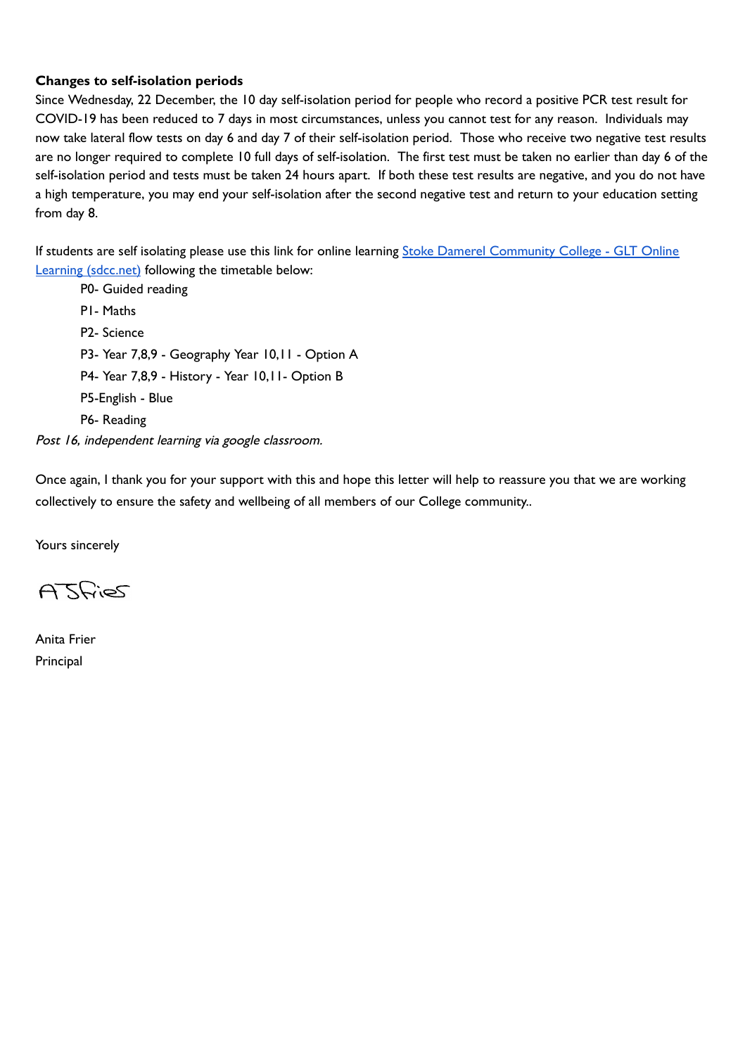**Changes to self-isolation periods**

Since Wednesday, 22 December, the 10 day self-isolation period for people who record a positive PCR test result for COVID-19 has been reduced to 7 days in most circumstances, unless you cannot test for any reason. Individuals may now take lateral flow tests on day 6 and day 7 of their self-isolation period. Those who receive two negative test results are no longer required to complete 10 full days of self-isolation. The first test must be taken no earlier than day 6 of the self-isolation period and tests must be taken 24 hours apart. If both these test results are negative, and you do not have a high temperature, you may end your self-isolation after the second negative test and return to your education setting from day 8.

If students are self isolating please use this link for online learning [Stoke Damerel Community College - GLT Online Learning (sdcc.net)](sdcc.net) following the timetable below:

- P0- Guided reading
- P1- Maths
- P2- Science
- P3- Year 7,8,9 - Geography Year 10,11 - Option A
- P4- Year 7,8,9 - History - Year 10,11- Option B
- P5-English - Blue
- P6- Reading

*Post 16, independent learning via google classroom.*

Once again, I thank you for your support with this and hope this letter will help to reassure you that we are working collectively to ensure the safety and wellbeing of all members of our College community..

Yours sincerely

AJFrier

Anita Frier
Principal